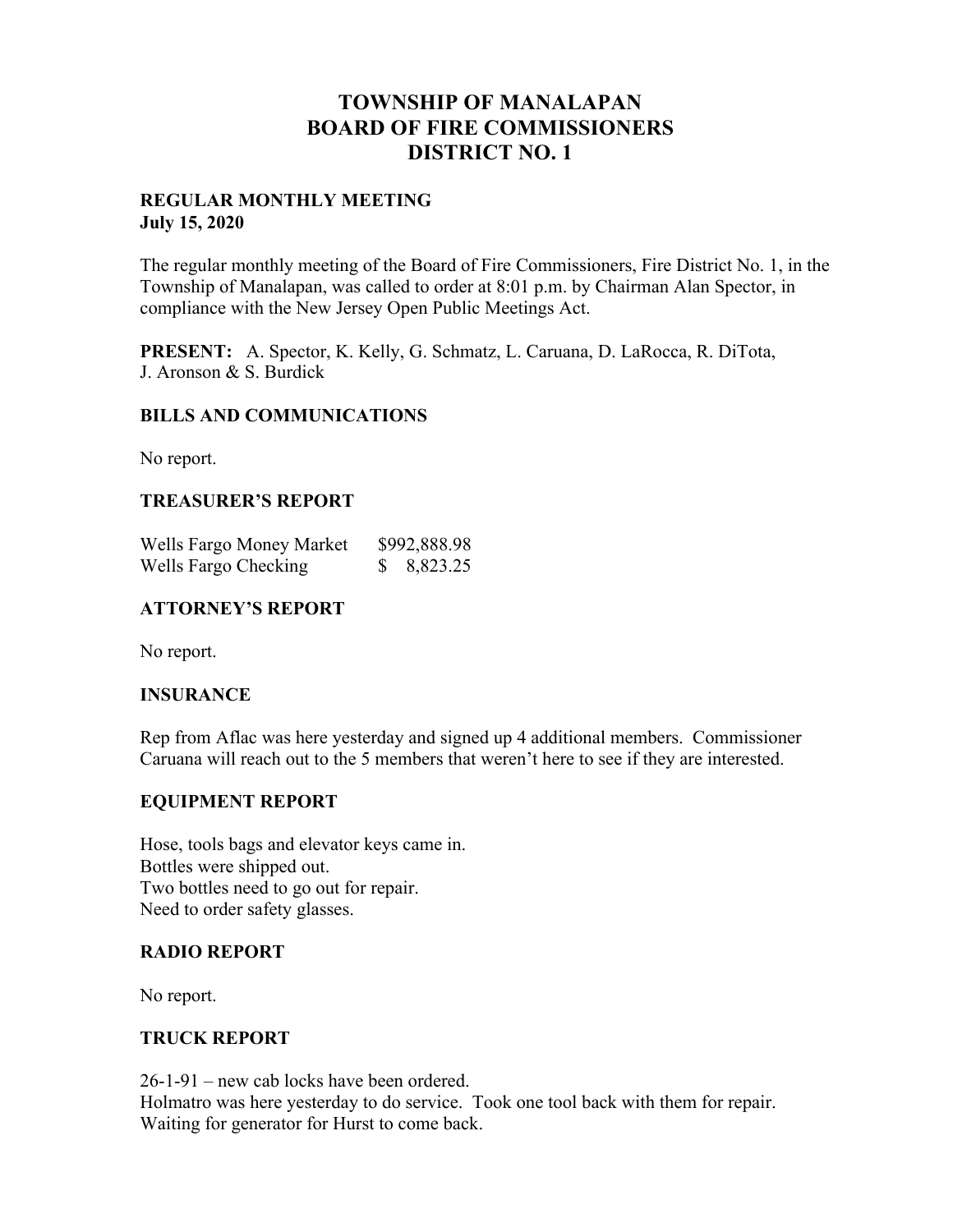# TOWNSHIP OF MANALAPAN
# BOARD OF FIRE COMMISSIONERS
# DISTRICT NO. 1

**REGULAR MONTHLY MEETING**
**July 15, 2020**

The regular monthly meeting of the Board of Fire Commissioners, Fire District No. 1, in the Township of Manalapan, was called to order at 8:01 p.m. by Chairman Alan Spector, in compliance with the New Jersey Open Public Meetings Act.

**PRESENT:** A. Spector, K. Kelly, G. Schmatz, L. Caruana, D. LaRocca, R. DiTota, J. Aronson & S. Burdick

### BILLS AND COMMUNICATIONS

No report.

### TREASURER'S REPORT

| | |
|---|---|
| Wells Fargo Money Market | $992,888.98 |
| Wells Fargo Checking | $ 8,823.25 |

### ATTORNEY'S REPORT

No report.

### INSURANCE

Rep from Aflac was here yesterday and signed up 4 additional members. Commissioner Caruana will reach out to the 5 members that weren't here to see if they are interested.

### EQUIPMENT REPORT

Hose, tools bags and elevator keys came in.
Bottles were shipped out.
Two bottles need to go out for repair.
Need to order safety glasses.

### RADIO REPORT

No report.

### TRUCK REPORT

26-1-91 – new cab locks have been ordered.
Holmatro was here yesterday to do service. Took one tool back with them for repair.
Waiting for generator for Hurst to come back.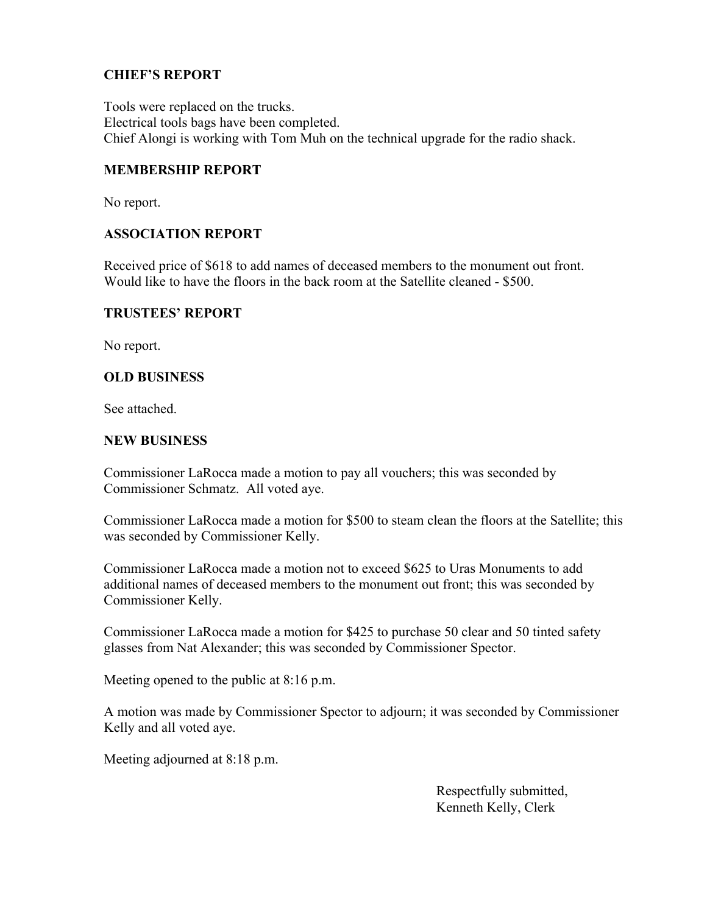## CHIEF'S REPORT

Tools were replaced on the trucks.
Electrical tools bags have been completed.
Chief Alongi is working with Tom Muh on the technical upgrade for the radio shack.

## MEMBERSHIP REPORT

No report.

## ASSOCIATION REPORT

Received price of $618 to add names of deceased members to the monument out front.
Would like to have the floors in the back room at the Satellite cleaned - $500.

## TRUSTEES' REPORT

No report.

## OLD BUSINESS

See attached.

## NEW BUSINESS

Commissioner LaRocca made a motion to pay all vouchers; this was seconded by Commissioner Schmatz. All voted aye.

Commissioner LaRocca made a motion for $500 to steam clean the floors at the Satellite; this was seconded by Commissioner Kelly.

Commissioner LaRocca made a motion not to exceed $625 to Uras Monuments to add additional names of deceased members to the monument out front; this was seconded by Commissioner Kelly.

Commissioner LaRocca made a motion for $425 to purchase 50 clear and 50 tinted safety glasses from Nat Alexander; this was seconded by Commissioner Spector.

Meeting opened to the public at 8:16 p.m.

A motion was made by Commissioner Spector to adjourn; it was seconded by Commissioner Kelly and all voted aye.

Meeting adjourned at 8:18 p.m.

Respectfully submitted,
Kenneth Kelly, Clerk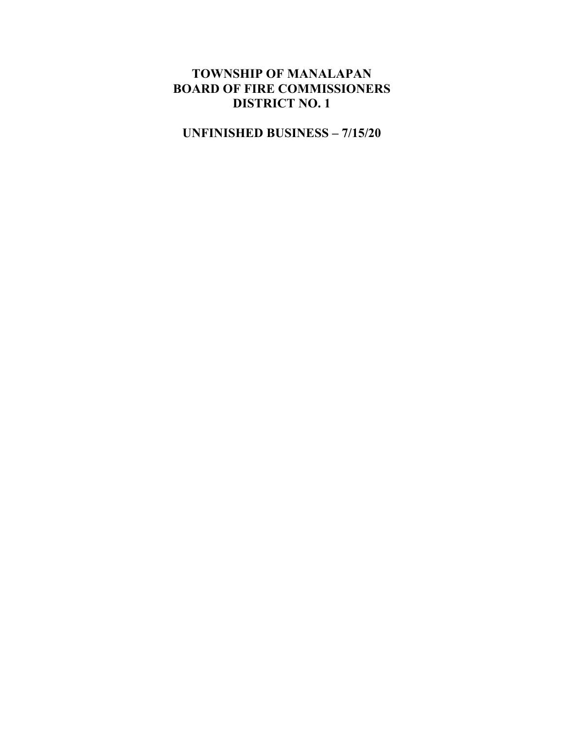# TOWNSHIP OF MANALAPAN
# BOARD OF FIRE COMMISSIONERS
# DISTRICT NO. 1

## UNFINISHED BUSINESS – 7/15/20